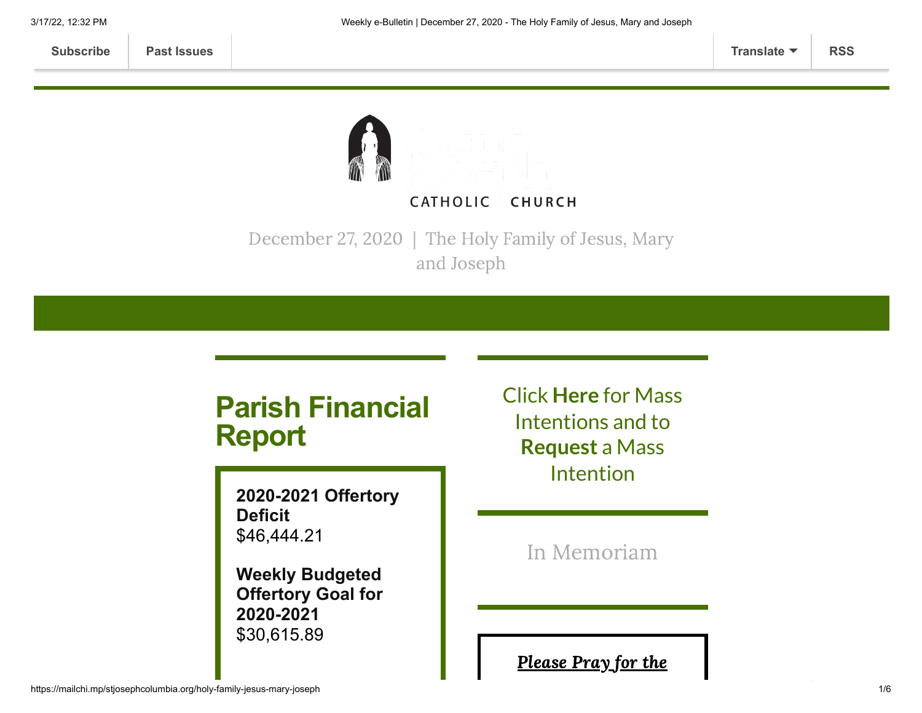Subscribe | Past Issues | Translate | RSS

CATHOLIC CHURCH

December 27, 2020 | The Holy Family of Jesus, Mary and Joseph

## Parish Financial Report

**2020-2021 Offertory Deficit**
$46,444.21

**Weekly Budgeted Offertory Goal for 2020-2021**
$30,615.89

Click **Here** for Mass Intentions and to **Request** a Mass Intention

In Memoriam

***Please Pray for the***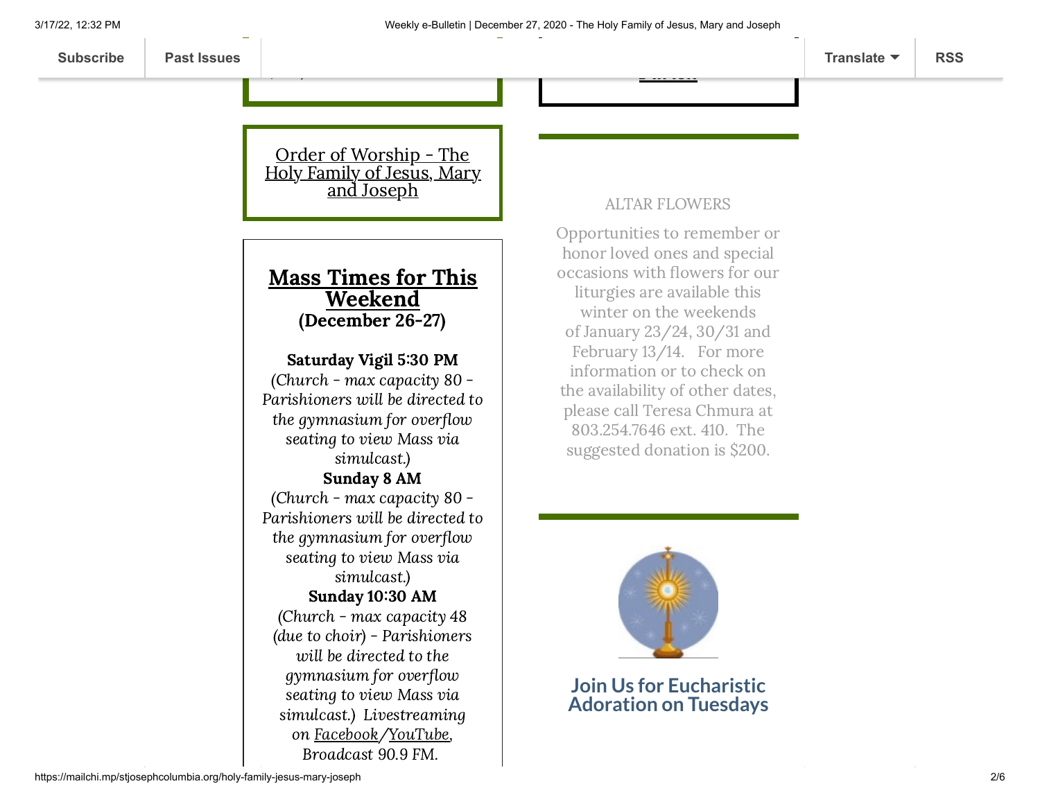Subscribe | Past Issues | Translate | RSS

Order of Worship - The Holy Family of Jesus, Mary and Joseph

## Mass Times for This Weekend
**(December 26-27)**

**Saturday Vigil 5:30 PM**
*(Church - max capacity 80 - Parishioners will be directed to the gymnasium for overflow seating to view Mass via simulcast.)*

**Sunday 8 AM**
*(Church - max capacity 80 - Parishioners will be directed to the gymnasium for overflow seating to view Mass via simulcast.)*

**Sunday 10:30 AM**
*(Church - max capacity 48 (due to choir) - Parishioners will be directed to the gymnasium for overflow seating to view Mass via simulcast.) Livestreaming on Facebook/YouTube, Broadcast 90.9 FM.*

ALTAR FLOWERS

Opportunities to remember or honor loved ones and special occasions with flowers for our liturgies are available this winter on the weekends of January 23/24, 30/31 and February 13/14. For more information or to check on the availability of other dates, please call Teresa Chmura at 803.254.7646 ext. 410. The suggested donation is $200.

## Join Us for Eucharistic Adoration on Tuesdays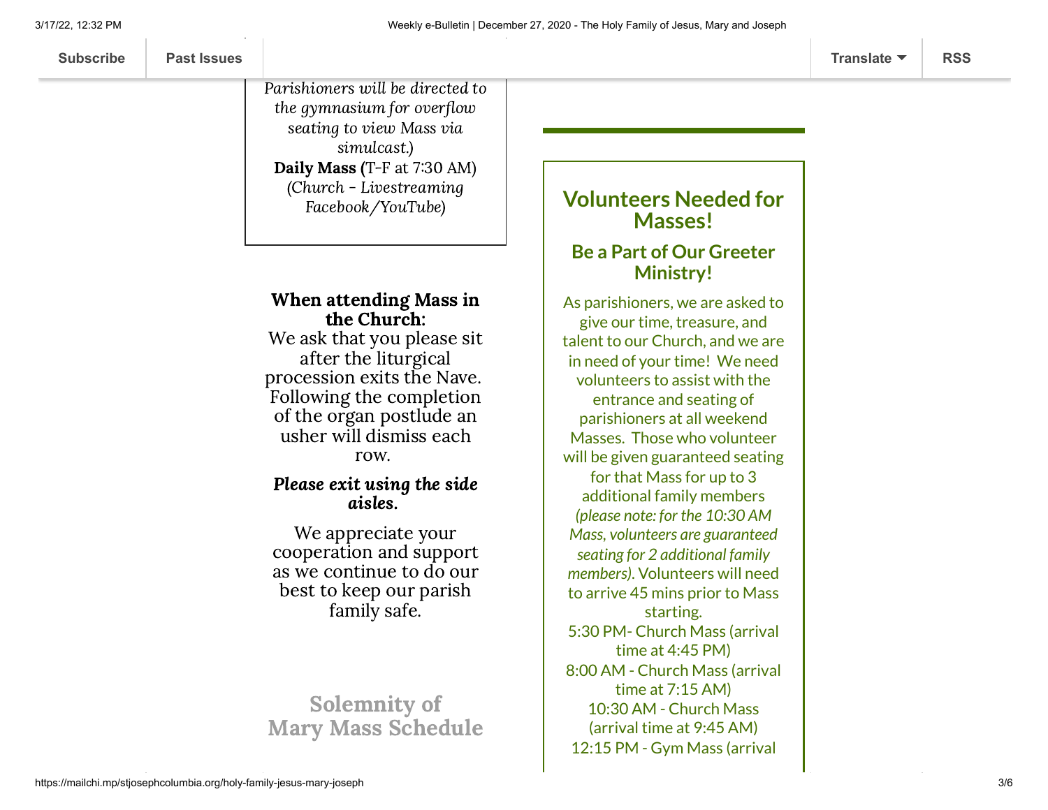*Parishioners will be directed to the gymnasium for overflow seating to view Mass via simulcast.)*
**Daily Mass (**T-F at 7:30 AM)
*(Church - Livestreaming Facebook/YouTube)*

**When attending Mass in the Church:**
We ask that you please sit after the liturgical procession exits the Nave. Following the completion of the organ postlude an usher will dismiss each row.

***Please exit using the side aisles.***

We appreciate your cooperation and support as we continue to do our best to keep our parish family safe.

## Solemnity of Mary Mass Schedule

## Volunteers Needed for Masses!

### Be a Part of Our Greeter Ministry!

As parishioners, we are asked to give our time, treasure, and talent to our Church, and we are in need of your time! We need volunteers to assist with the entrance and seating of parishioners at all weekend Masses. Those who volunteer will be given guaranteed seating for that Mass for up to 3 additional family members *(please note: for the 10:30 AM Mass, volunteers are guaranteed seating for 2 additional family members).* Volunteers will need to arrive 45 mins prior to Mass starting.

5:30 PM- Church Mass (arrival time at 4:45 PM)
8:00 AM - Church Mass (arrival time at 7:15 AM)
10:30 AM - Church Mass (arrival time at 9:45 AM)
12:15 PM - Gym Mass (arrival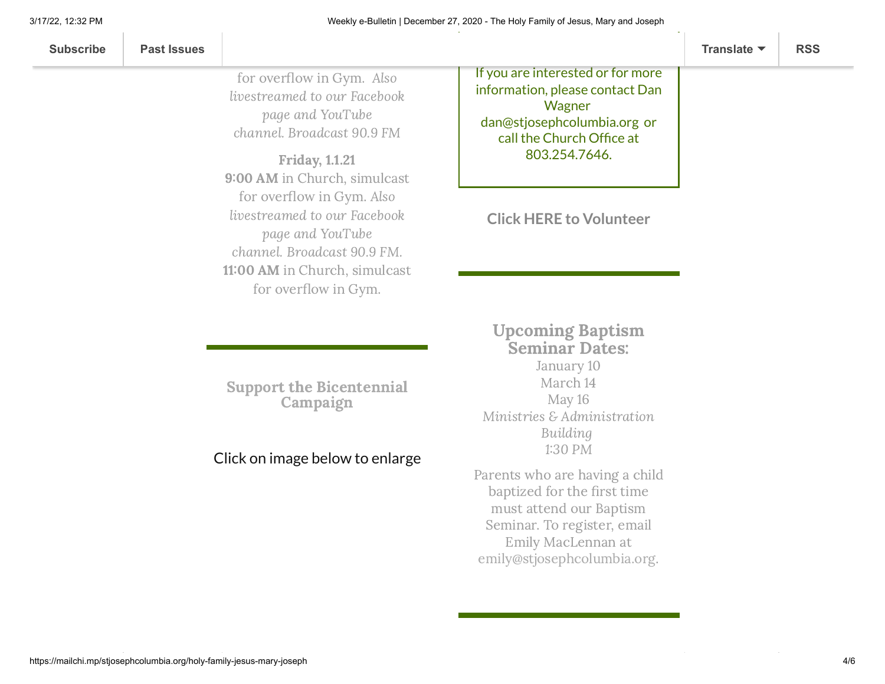for overflow in Gym. *Also livestreamed to our Facebook page and YouTube channel. Broadcast 90.9 FM*

**Friday, 1.1.21**
**9:00 AM** in Church, simulcast for overflow in Gym. *Also livestreamed to our Facebook page and YouTube channel. Broadcast 90.9 FM.*
**11:00 AM** in Church, simulcast for overflow in Gym.

---

## Support the Bicentennial Campaign

Click on image below to enlarge

If you are interested or for more information, please contact Dan Wagner dan@stjosephcolumbia.org or call the Church Office at 803.254.7646.

**Click HERE to Volunteer**

---

## Upcoming Baptism Seminar Dates:

January 10
March 14
May 16
*Ministries & Administration Building*
1:30 PM

Parents who are having a child baptized for the first time must attend our Baptism Seminar. To register, email Emily MacLennan at emily@stjosephcolumbia.org.

---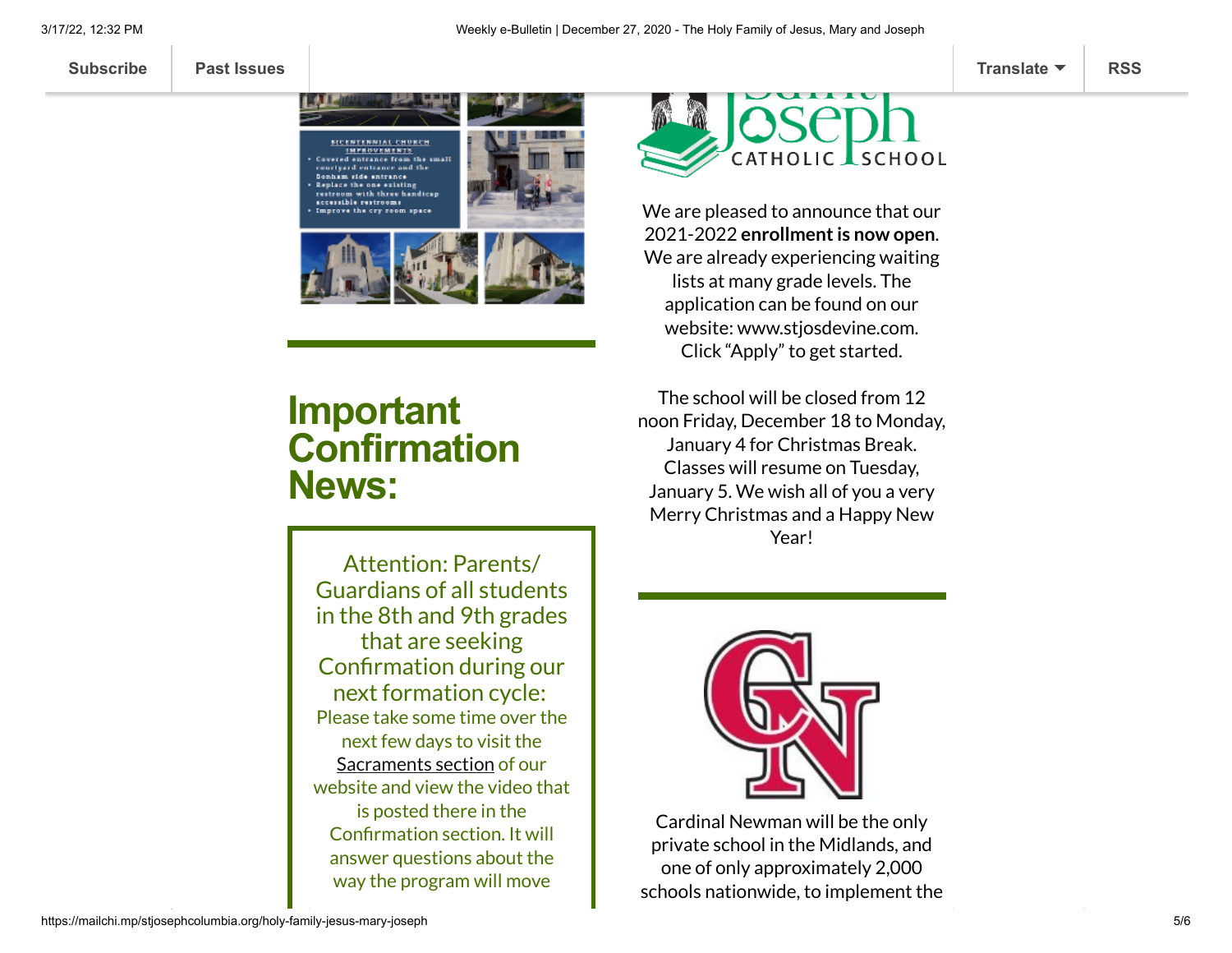BICENTENNIAL CHURCH IMPROVEMENTS
- Covered entrance from the small courtyard entrance and the Bonham side entrance
- Replace the one existing restroom with three handicap accessible restrooms
- Improve the cry room space

# Important Confirmation News:

Attention: Parents/ Guardians of all students in the 8th and 9th grades that are seeking Confirmation during our next formation cycle:

Please take some time over the next few days to visit the Sacraments section of our website and view the video that is posted there in the Confirmation section. It will answer questions about the way the program will move

Saint Joseph CATHOLIC SCHOOL

We are pleased to announce that our 2021-2022 **enrollment is now open**. We are already experiencing waiting lists at many grade levels. The application can be found on our website: www.stjosdevine.com. Click "Apply" to get started.

The school will be closed from 12 noon Friday, December 18 to Monday, January 4 for Christmas Break. Classes will resume on Tuesday, January 5. We wish all of you a very Merry Christmas and a Happy New Year!

Cardinal Newman will be the only private school in the Midlands, and one of only approximately 2,000 schools nationwide, to implement the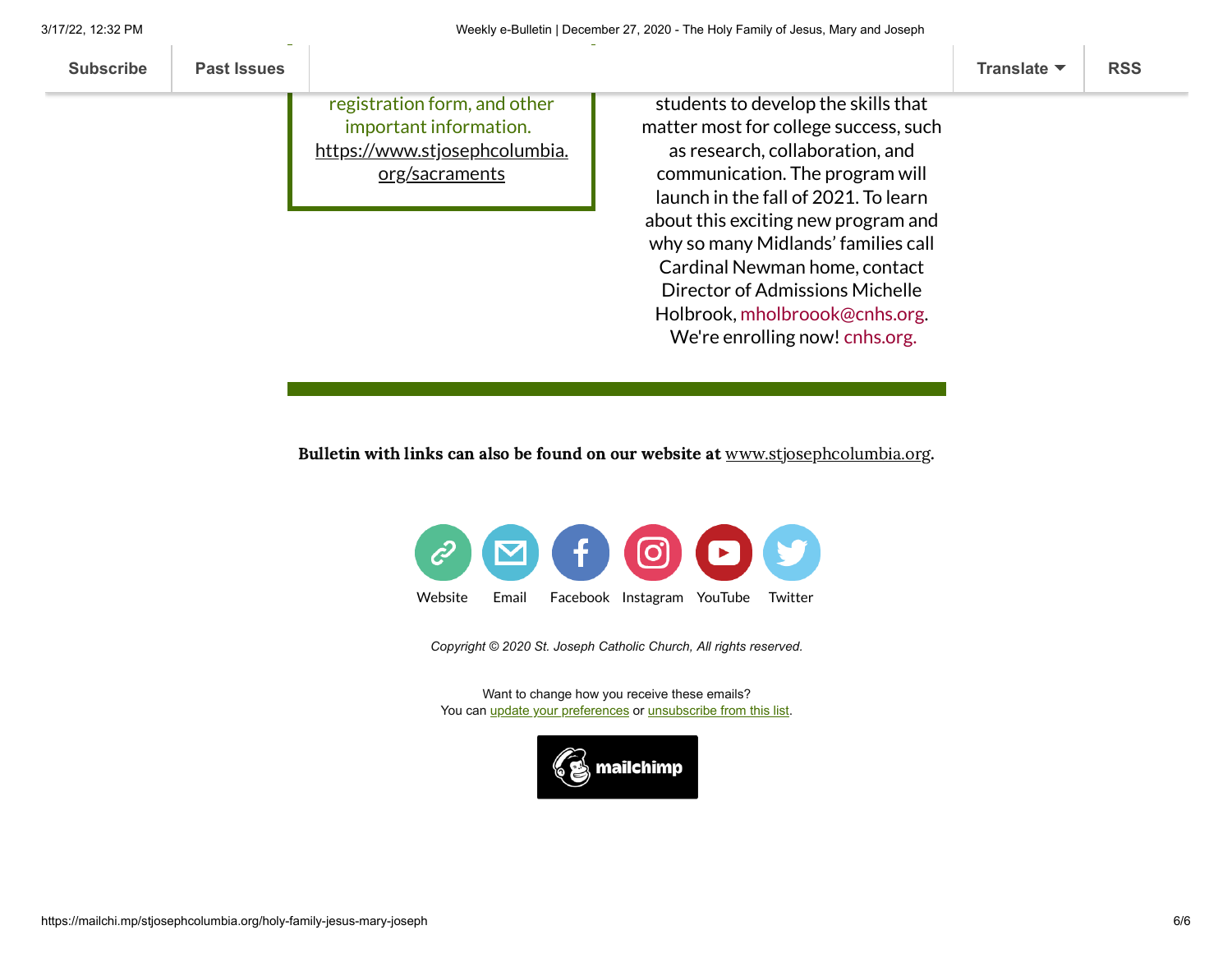registration form, and other important information. https://www.stjosephcolumbia.org/sacraments

students to develop the skills that matter most for college success, such as research, collaboration, and communication. The program will launch in the fall of 2021. To learn about this exciting new program and why so many Midlands' families call Cardinal Newman home, contact Director of Admissions Michelle Holbrook, mholbroook@cnhs.org. We're enrolling now! cnhs.org.

---

**Bulletin with links can also be found on our website at** www.stjosephcolumbia.org**.**

Website Email Facebook Instagram YouTube Twitter

*Copyright © 2020 St. Joseph Catholic Church, All rights reserved.*

Want to change how you receive these emails?
You can update your preferences or unsubscribe from this list.

mailchimp